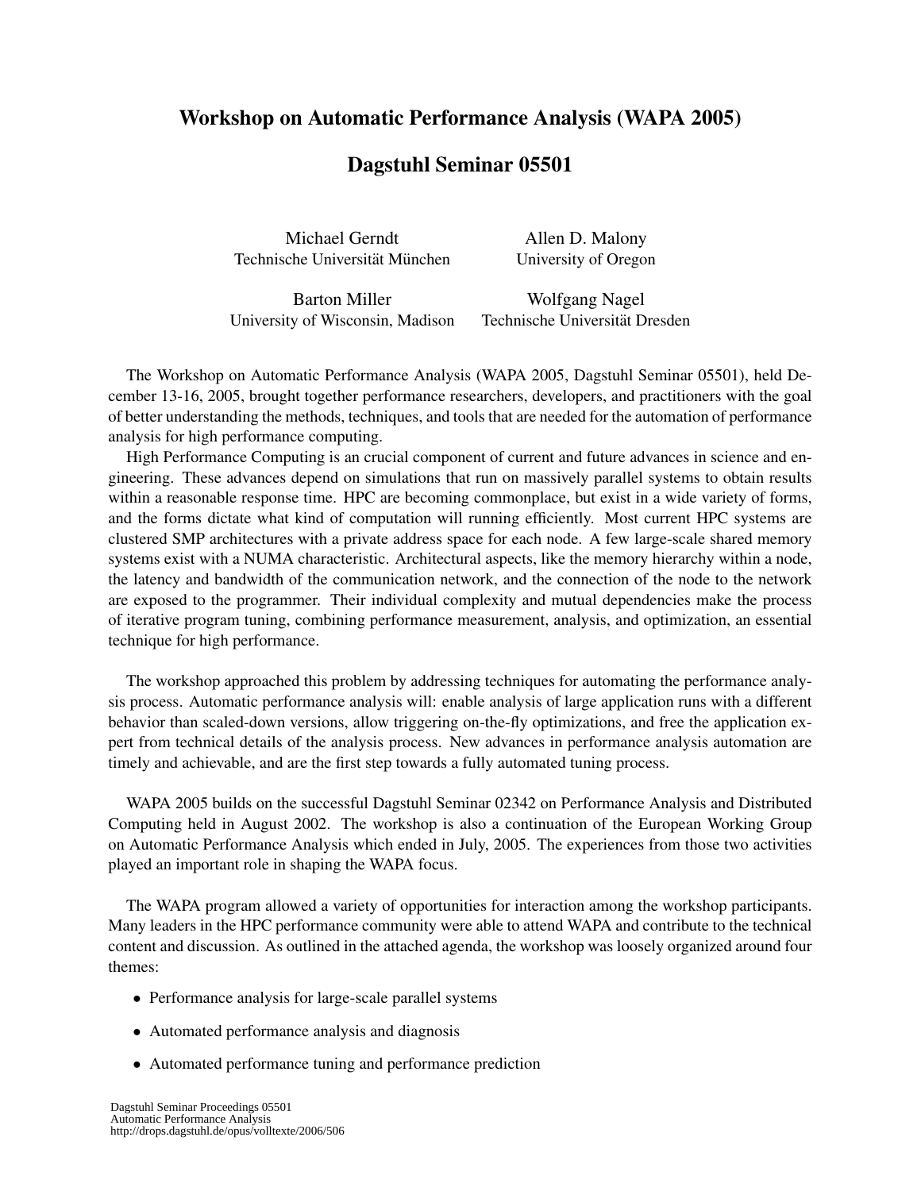# Workshop on Automatic Performance Analysis (WAPA 2005)

## Dagstuhl Seminar 05501

Michael Gerndt
Technische Universität München

Allen D. Malony
University of Oregon

Barton Miller
University of Wisconsin, Madison

Wolfgang Nagel
Technische Universität Dresden

The Workshop on Automatic Performance Analysis (WAPA 2005, Dagstuhl Seminar 05501), held December 13-16, 2005, brought together performance researchers, developers, and practitioners with the goal of better understanding the methods, techniques, and tools that are needed for the automation of performance analysis for high performance computing.

High Performance Computing is an crucial component of current and future advances in science and engineering. These advances depend on simulations that run on massively parallel systems to obtain results within a reasonable response time. HPC are becoming commonplace, but exist in a wide variety of forms, and the forms dictate what kind of computation will running efficiently. Most current HPC systems are clustered SMP architectures with a private address space for each node. A few large-scale shared memory systems exist with a NUMA characteristic. Architectural aspects, like the memory hierarchy within a node, the latency and bandwidth of the communication network, and the connection of the node to the network are exposed to the programmer. Their individual complexity and mutual dependencies make the process of iterative program tuning, combining performance measurement, analysis, and optimization, an essential technique for high performance.

The workshop approached this problem by addressing techniques for automating the performance analysis process. Automatic performance analysis will: enable analysis of large application runs with a different behavior than scaled-down versions, allow triggering on-the-fly optimizations, and free the application expert from technical details of the analysis process. New advances in performance analysis automation are timely and achievable, and are the first step towards a fully automated tuning process.

WAPA 2005 builds on the successful Dagstuhl Seminar 02342 on Performance Analysis and Distributed Computing held in August 2002. The workshop is also a continuation of the European Working Group on Automatic Performance Analysis which ended in July, 2005. The experiences from those two activities played an important role in shaping the WAPA focus.

The WAPA program allowed a variety of opportunities for interaction among the workshop participants. Many leaders in the HPC performance community were able to attend WAPA and contribute to the technical content and discussion. As outlined in the attached agenda, the workshop was loosely organized around four themes:

- Performance analysis for large-scale parallel systems
- Automated performance analysis and diagnosis
- Automated performance tuning and performance prediction

Dagstuhl Seminar Proceedings 05501
Automatic Performance Analysis
http://drops.dagstuhl.de/opus/volltexte/2006/506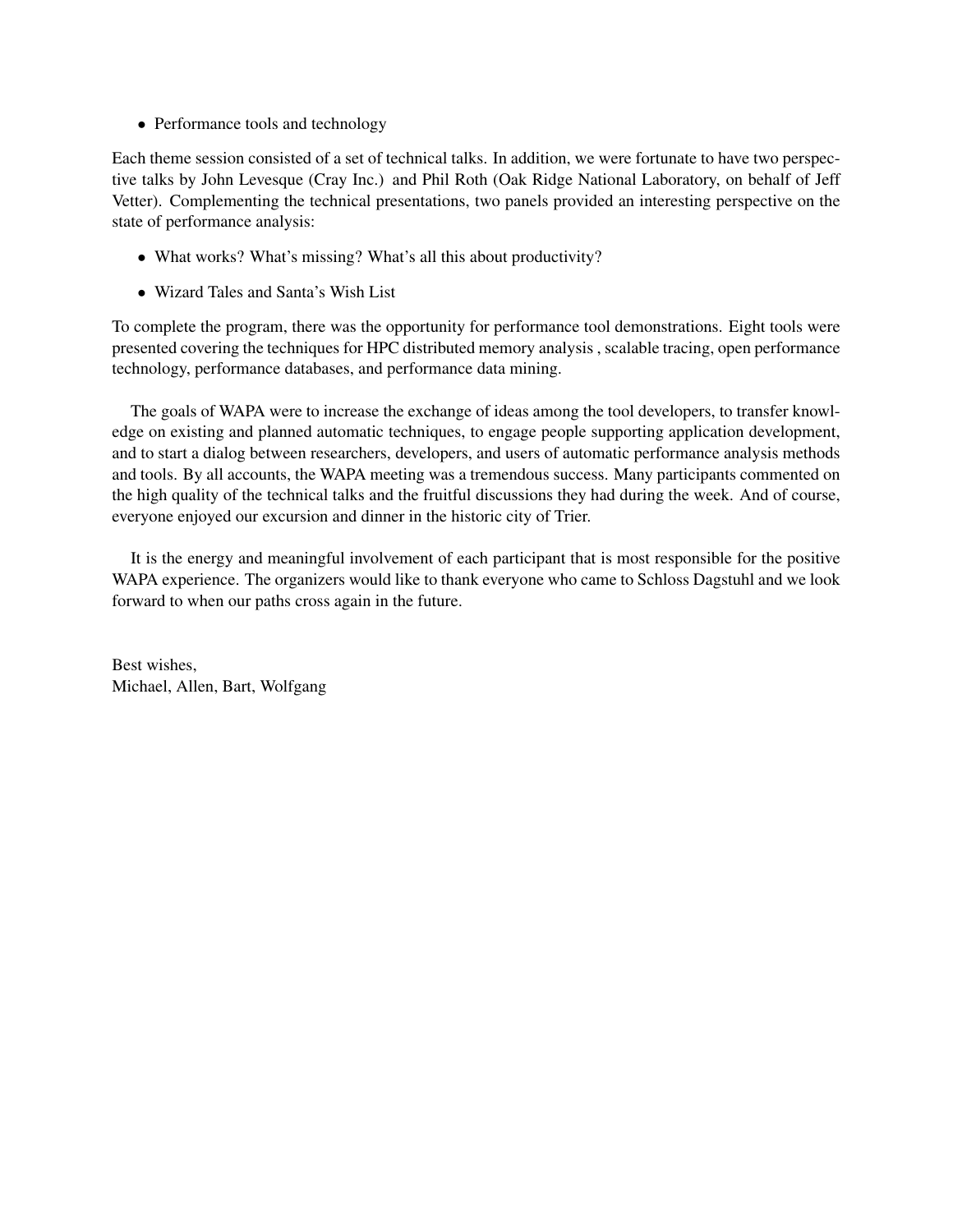- Performance tools and technology

Each theme session consisted of a set of technical talks. In addition, we were fortunate to have two perspective talks by John Levesque (Cray Inc.) and Phil Roth (Oak Ridge National Laboratory, on behalf of Jeff Vetter). Complementing the technical presentations, two panels provided an interesting perspective on the state of performance analysis:

- What works? What's missing? What's all this about productivity?
- Wizard Tales and Santa's Wish List

To complete the program, there was the opportunity for performance tool demonstrations. Eight tools were presented covering the techniques for HPC distributed memory analysis , scalable tracing, open performance technology, performance databases, and performance data mining.

The goals of WAPA were to increase the exchange of ideas among the tool developers, to transfer knowledge on existing and planned automatic techniques, to engage people supporting application development, and to start a dialog between researchers, developers, and users of automatic performance analysis methods and tools. By all accounts, the WAPA meeting was a tremendous success. Many participants commented on the high quality of the technical talks and the fruitful discussions they had during the week. And of course, everyone enjoyed our excursion and dinner in the historic city of Trier.

It is the energy and meaningful involvement of each participant that is most responsible for the positive WAPA experience. The organizers would like to thank everyone who came to Schloss Dagstuhl and we look forward to when our paths cross again in the future.

Best wishes,
Michael, Allen, Bart, Wolfgang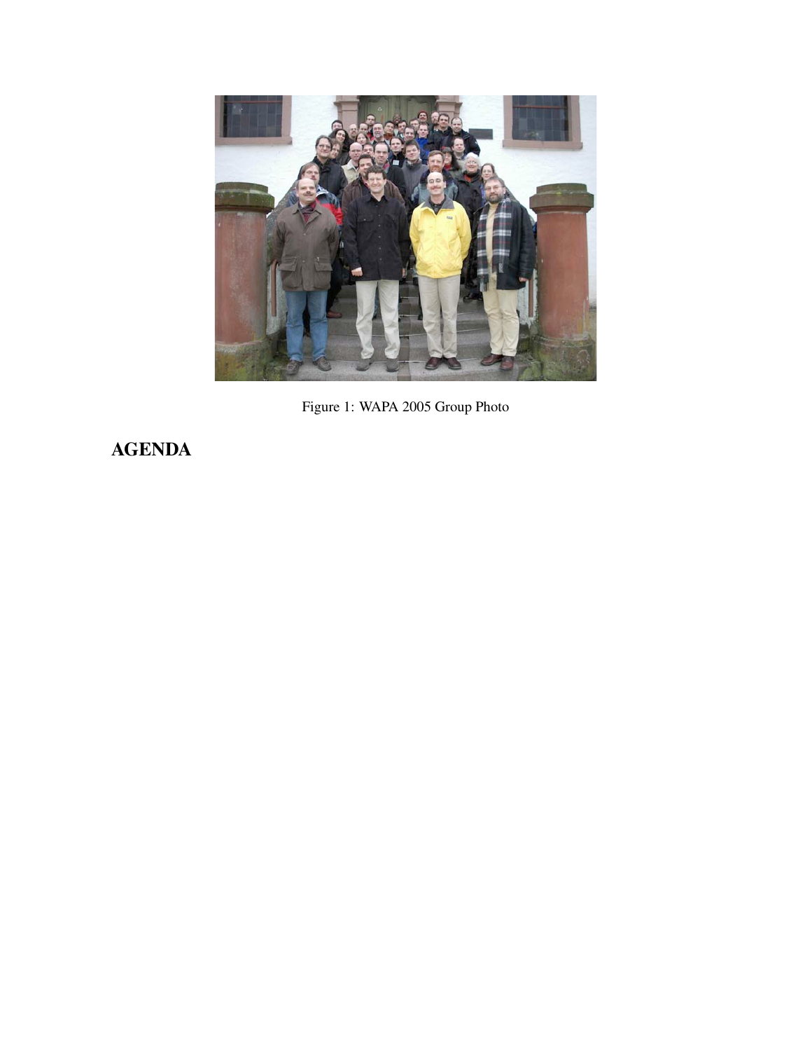Figure 1: WAPA 2005 Group Photo

## AGENDA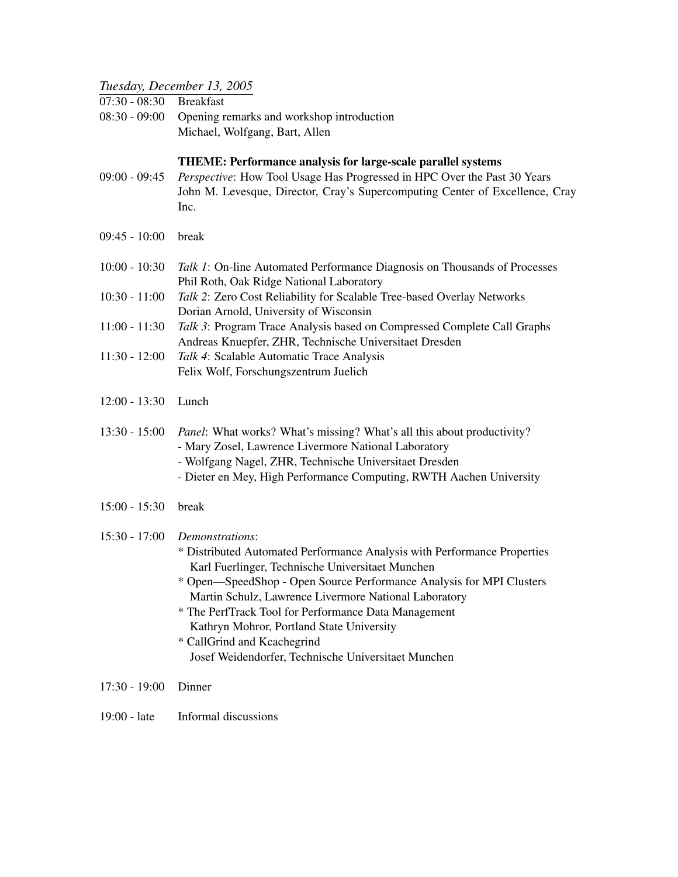*Tuesday, December 13, 2005*

| | |
|---|---|
| 07:30 - 08:30 | Breakfast |
| 08:30 - 09:00 | Opening remarks and workshop introduction<br>Michael, Wolfgang, Bart, Allen |
| | **THEME: Performance analysis for large-scale parallel systems** |
| 09:00 - 09:45 | *Perspective*: How Tool Usage Has Progressed in HPC Over the Past 30 Years<br>John M. Levesque, Director, Cray's Supercomputing Center of Excellence, Cray Inc. |
| 09:45 - 10:00 | break |
| 10:00 - 10:30 | *Talk 1*: On-line Automated Performance Diagnosis on Thousands of Processes<br>Phil Roth, Oak Ridge National Laboratory |
| 10:30 - 11:00 | *Talk 2*: Zero Cost Reliability for Scalable Tree-based Overlay Networks<br>Dorian Arnold, University of Wisconsin |
| 11:00 - 11:30 | *Talk 3*: Program Trace Analysis based on Compressed Complete Call Graphs<br>Andreas Knuepfer, ZHR, Technische Universitaet Dresden |
| 11:30 - 12:00 | *Talk 4*: Scalable Automatic Trace Analysis<br>Felix Wolf, Forschungszentrum Juelich |
| 12:00 - 13:30 | Lunch |
| 13:30 - 15:00 | *Panel*: What works? What's missing? What's all this about productivity?<br>- Mary Zosel, Lawrence Livermore National Laboratory<br>- Wolfgang Nagel, ZHR, Technische Universitaet Dresden<br>- Dieter en Mey, High Performance Computing, RWTH Aachen University |
| 15:00 - 15:30 | break |
| 15:30 - 17:00 | *Demonstrations*:<br>* Distributed Automated Performance Analysis with Performance Properties<br>Karl Fuerlinger, Technische Universitaet Munchen<br>* Open—SpeedShop - Open Source Performance Analysis for MPI Clusters<br>Martin Schulz, Lawrence Livermore National Laboratory<br>* The PerfTrack Tool for Performance Data Management<br>Kathryn Mohror, Portland State University<br>* CallGrind and Kcachegrind<br>Josef Weidendorfer, Technische Universitaet Munchen |
| 17:30 - 19:00 | Dinner |
| 19:00 - late | Informal discussions |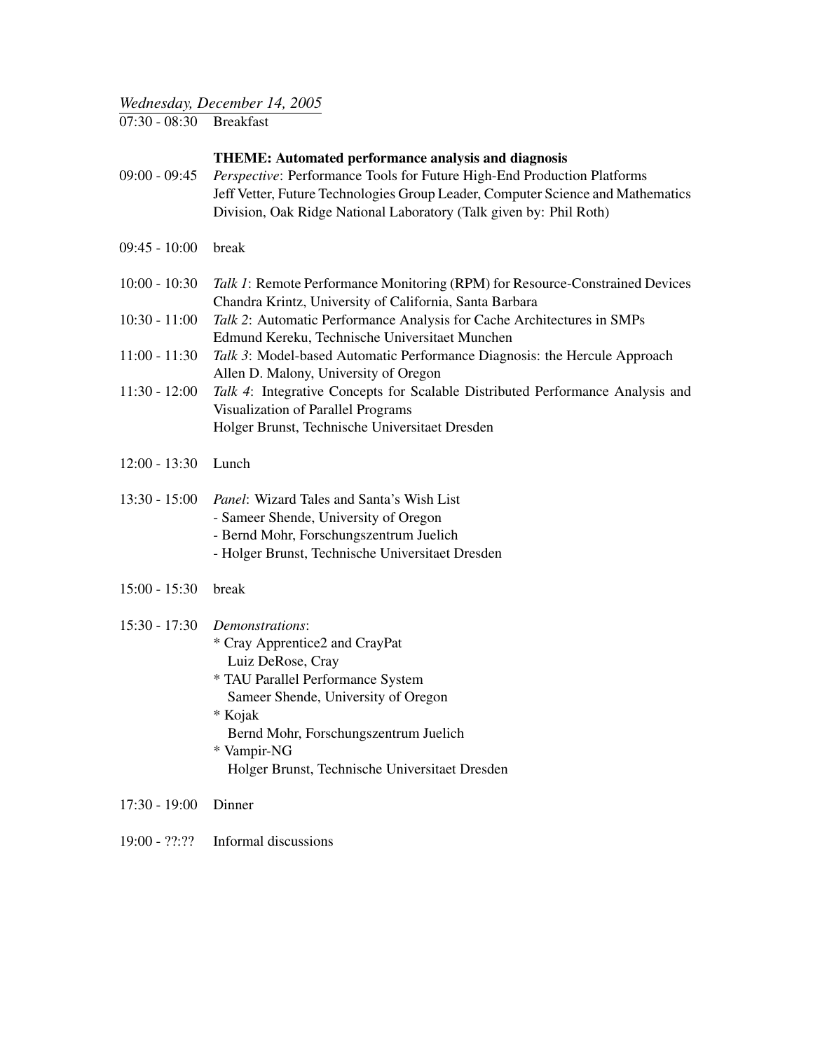*Wednesday, December 14, 2005*

07:30 - 08:30 Breakfast

**THEME: Automated performance analysis and diagnosis**

09:00 - 09:45 *Perspective*: Performance Tools for Future High-End Production Platforms
Jeff Vetter, Future Technologies Group Leader, Computer Science and Mathematics Division, Oak Ridge National Laboratory (Talk given by: Phil Roth)

09:45 - 10:00 break

10:00 - 10:30 *Talk 1*: Remote Performance Monitoring (RPM) for Resource-Constrained Devices
Chandra Krintz, University of California, Santa Barbara

10:30 - 11:00 *Talk 2*: Automatic Performance Analysis for Cache Architectures in SMPs
Edmund Kereku, Technische Universitaet Munchen

11:00 - 11:30 *Talk 3*: Model-based Automatic Performance Diagnosis: the Hercule Approach
Allen D. Malony, University of Oregon

11:30 - 12:00 *Talk 4*: Integrative Concepts for Scalable Distributed Performance Analysis and Visualization of Parallel Programs
Holger Brunst, Technische Universitaet Dresden

12:00 - 13:30 Lunch

13:30 - 15:00 *Panel*: Wizard Tales and Santa's Wish List
- Sameer Shende, University of Oregon
- Bernd Mohr, Forschungszentrum Juelich
- Holger Brunst, Technische Universitaet Dresden

15:00 - 15:30 break

15:30 - 17:30 *Demonstrations*:
* Cray Apprentice2 and CrayPat
  Luiz DeRose, Cray
* TAU Parallel Performance System
  Sameer Shende, University of Oregon
* Kojak
  Bernd Mohr, Forschungszentrum Juelich
* Vampir-NG
  Holger Brunst, Technische Universitaet Dresden

17:30 - 19:00 Dinner

19:00 - ??:?? Informal discussions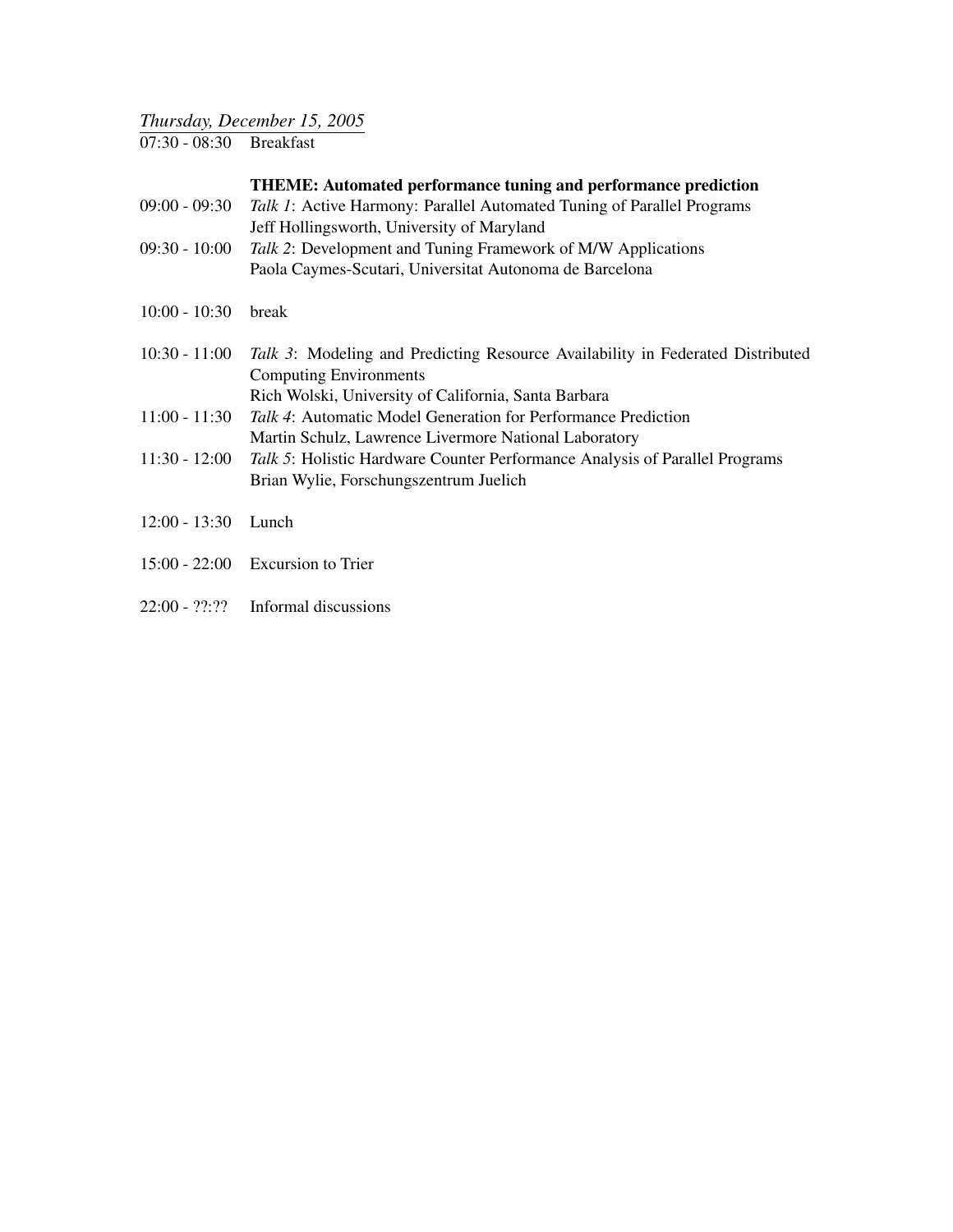*Thursday, December 15, 2005*

07:30 - 08:30 Breakfast

**THEME: Automated performance tuning and performance prediction**

09:00 - 09:30 *Talk 1*: Active Harmony: Parallel Automated Tuning of Parallel Programs
Jeff Hollingsworth, University of Maryland

09:30 - 10:00 *Talk 2*: Development and Tuning Framework of M/W Applications
Paola Caymes-Scutari, Universitat Autonoma de Barcelona

10:00 - 10:30 break

10:30 - 11:00 *Talk 3*: Modeling and Predicting Resource Availability in Federated Distributed Computing Environments
Rich Wolski, University of California, Santa Barbara

11:00 - 11:30 *Talk 4*: Automatic Model Generation for Performance Prediction
Martin Schulz, Lawrence Livermore National Laboratory

11:30 - 12:00 *Talk 5*: Holistic Hardware Counter Performance Analysis of Parallel Programs
Brian Wylie, Forschungszentrum Juelich

12:00 - 13:30 Lunch

15:00 - 22:00 Excursion to Trier

22:00 - ??:?? Informal discussions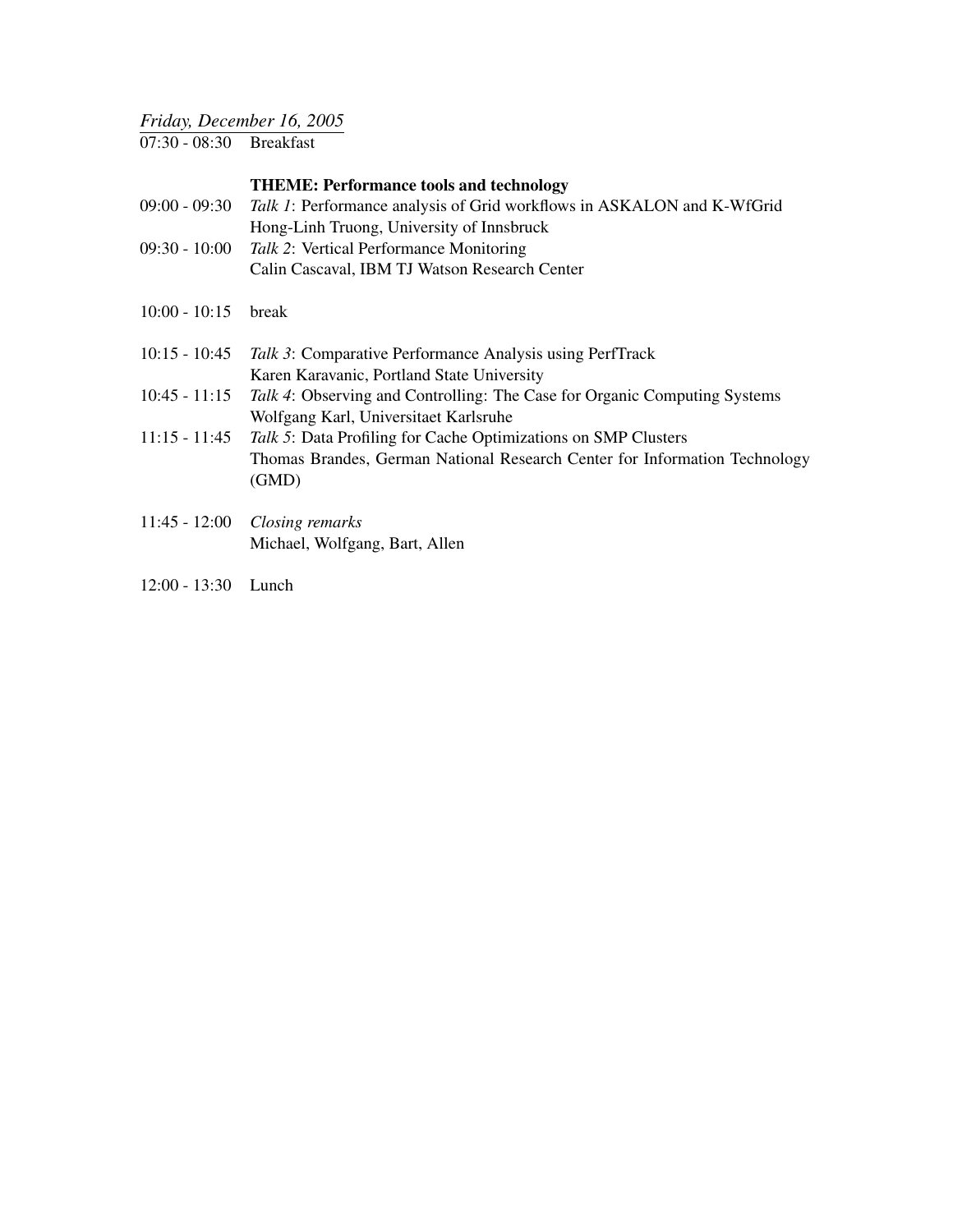*Friday, December 16, 2005*

| | |
|---|---|
| 07:30 - 08:30 | Breakfast |
| | **THEME: Performance tools and technology** |
| 09:00 - 09:30 | *Talk 1*: Performance analysis of Grid workflows in ASKALON and K-WfGrid<br>Hong-Linh Truong, University of Innsbruck |
| 09:30 - 10:00 | *Talk 2*: Vertical Performance Monitoring<br>Calin Cascaval, IBM TJ Watson Research Center |
| 10:00 - 10:15 | break |
| 10:15 - 10:45 | *Talk 3*: Comparative Performance Analysis using PerfTrack<br>Karen Karavanic, Portland State University |
| 10:45 - 11:15 | *Talk 4*: Observing and Controlling: The Case for Organic Computing Systems<br>Wolfgang Karl, Universitaet Karlsruhe |
| 11:15 - 11:45 | *Talk 5*: Data Profiling for Cache Optimizations on SMP Clusters<br>Thomas Brandes, German National Research Center for Information Technology (GMD) |
| 11:45 - 12:00 | *Closing remarks*<br>Michael, Wolfgang, Bart, Allen |
| 12:00 - 13:30 | Lunch |